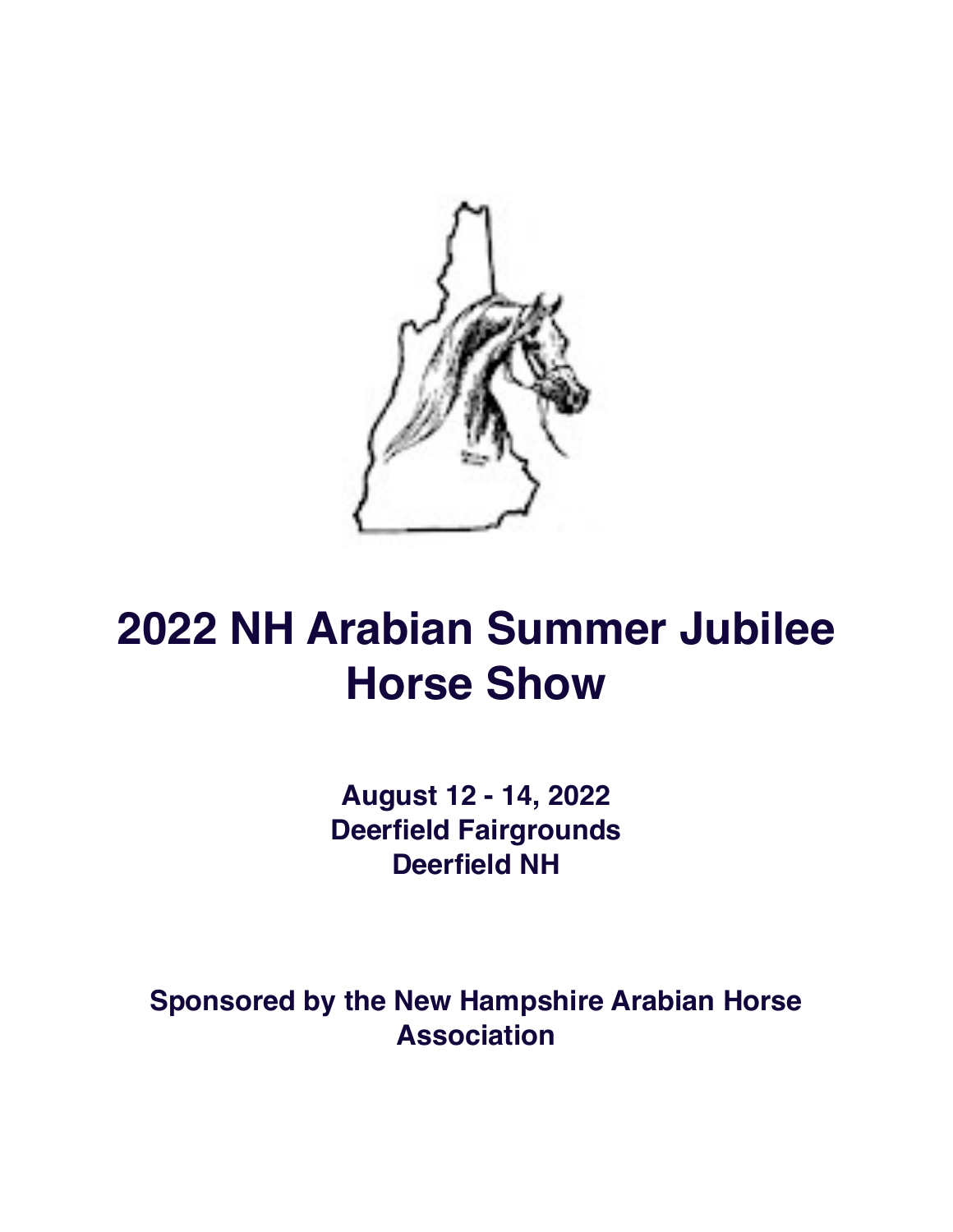# 2022 NH Arabian Summer Jubilee Horse Show

**August 12 - 14, 2022**
**Deerfield Fairgrounds**
**Deerfield NH**

**Sponsored by the New Hampshire Arabian Horse Association**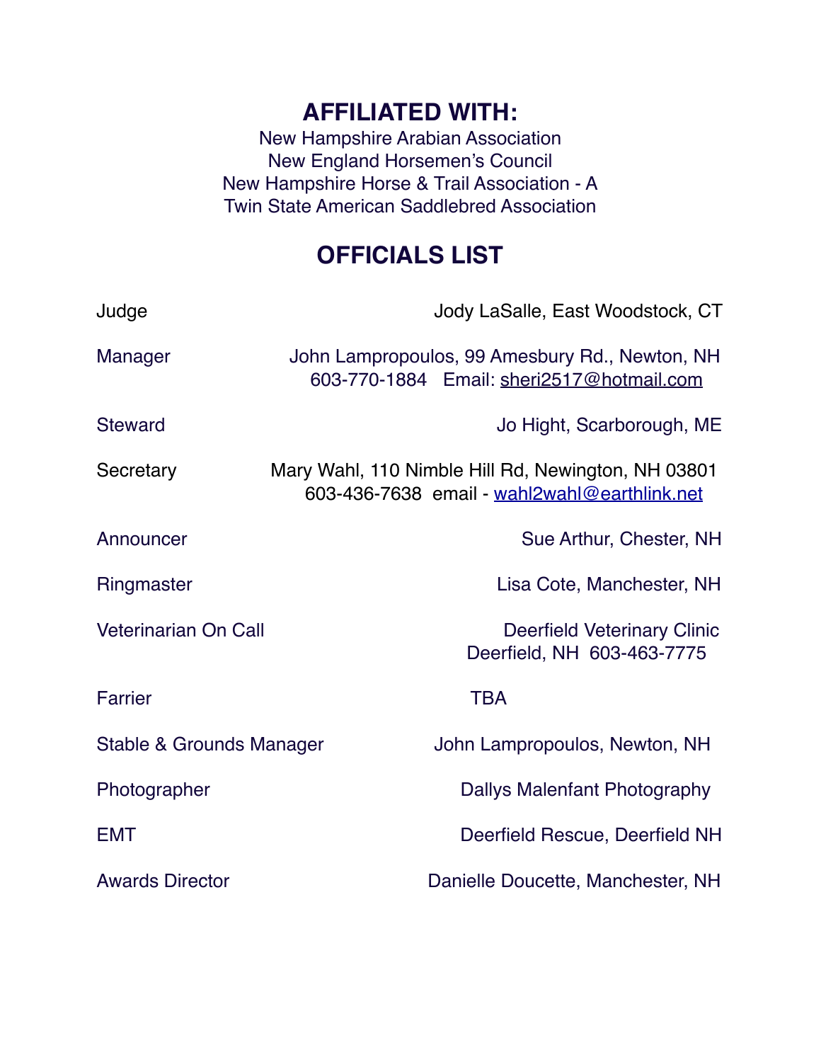## AFFILIATED WITH:

New Hampshire Arabian Association
New England Horsemen's Council
New Hampshire Horse & Trail Association - A
Twin State American Saddlebred Association

## OFFICIALS LIST

| | |
|---|---|
| Judge | Jody LaSalle, East Woodstock, CT |
| Manager | John Lampropoulos, 99 Amesbury Rd., Newton, NH<br>603-770-1884 Email: sheri2517@hotmail.com |
| Steward | Jo Hight, Scarborough, ME |
| Secretary | Mary Wahl, 110 Nimble Hill Rd, Newington, NH 03801<br>603-436-7638 email - wahl2wahl@earthlink.net |
| Announcer | Sue Arthur, Chester, NH |
| Ringmaster | Lisa Cote, Manchester, NH |
| Veterinarian On Call | Deerfield Veterinary Clinic<br>Deerfield, NH 603-463-7775 |
| Farrier | TBA |
| Stable & Grounds Manager | John Lampropoulos, Newton, NH |
| Photographer | Dallys Malenfant Photography |
| EMT | Deerfield Rescue, Deerfield NH |
| Awards Director | Danielle Doucette, Manchester, NH |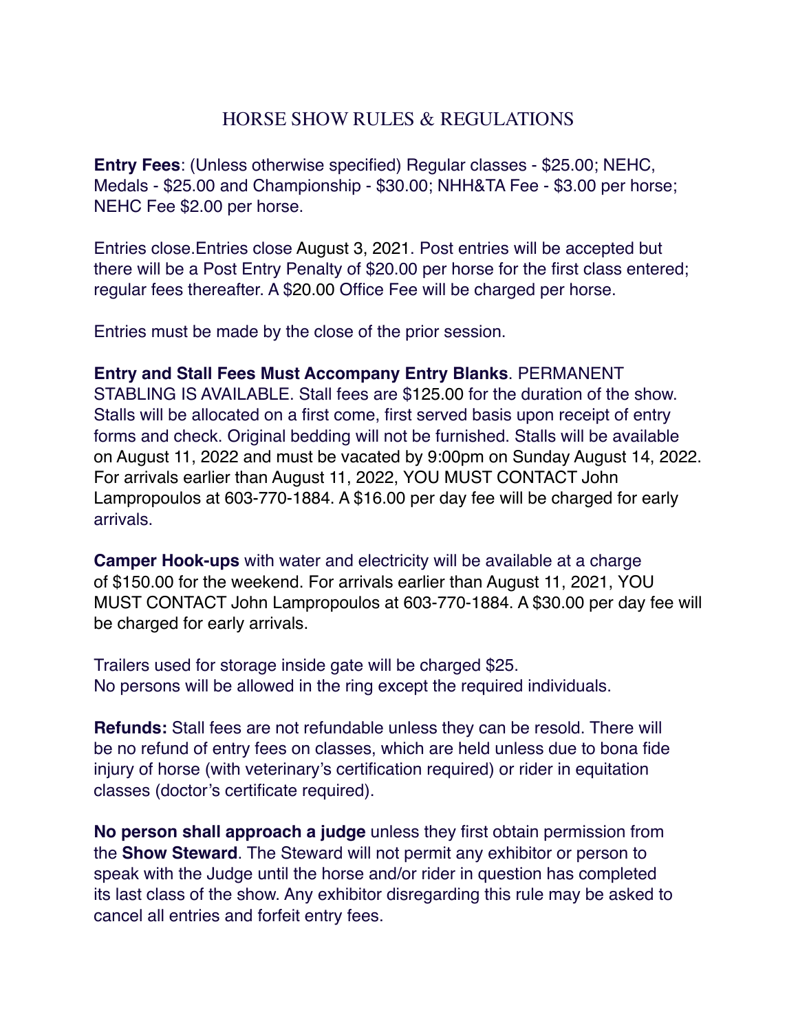# HORSE SHOW RULES & REGULATIONS

**Entry Fees**: (Unless otherwise specified) Regular classes - $25.00; NEHC, Medals - $25.00 and Championship - $30.00; NHH&TA Fee - $3.00 per horse; NEHC Fee $2.00 per horse.

Entries close.Entries close August 3, 2021. Post entries will be accepted but there will be a Post Entry Penalty of $20.00 per horse for the first class entered; regular fees thereafter. A $20.00 Office Fee will be charged per horse.

Entries must be made by the close of the prior session.

**Entry and Stall Fees Must Accompany Entry Blanks**. PERMANENT STABLING IS AVAILABLE. Stall fees are $125.00 for the duration of the show. Stalls will be allocated on a first come, first served basis upon receipt of entry forms and check. Original bedding will not be furnished. Stalls will be available on August 11, 2022 and must be vacated by 9:00pm on Sunday August 14, 2022. For arrivals earlier than August 11, 2022, YOU MUST CONTACT John Lampropoulos at 603-770-1884. A $16.00 per day fee will be charged for early arrivals.

**Camper Hook-ups** with water and electricity will be available at a charge of $150.00 for the weekend. For arrivals earlier than August 11, 2021, YOU MUST CONTACT John Lampropoulos at 603-770-1884. A $30.00 per day fee will be charged for early arrivals.

Trailers used for storage inside gate will be charged $25.
No persons will be allowed in the ring except the required individuals.

**Refunds:** Stall fees are not refundable unless they can be resold. There will be no refund of entry fees on classes, which are held unless due to bona fide injury of horse (with veterinary's certification required) or rider in equitation classes (doctor's certificate required).

**No person shall approach a judge** unless they first obtain permission from the **Show Steward**. The Steward will not permit any exhibitor or person to speak with the Judge until the horse and/or rider in question has completed its last class of the show. Any exhibitor disregarding this rule may be asked to cancel all entries and forfeit entry fees.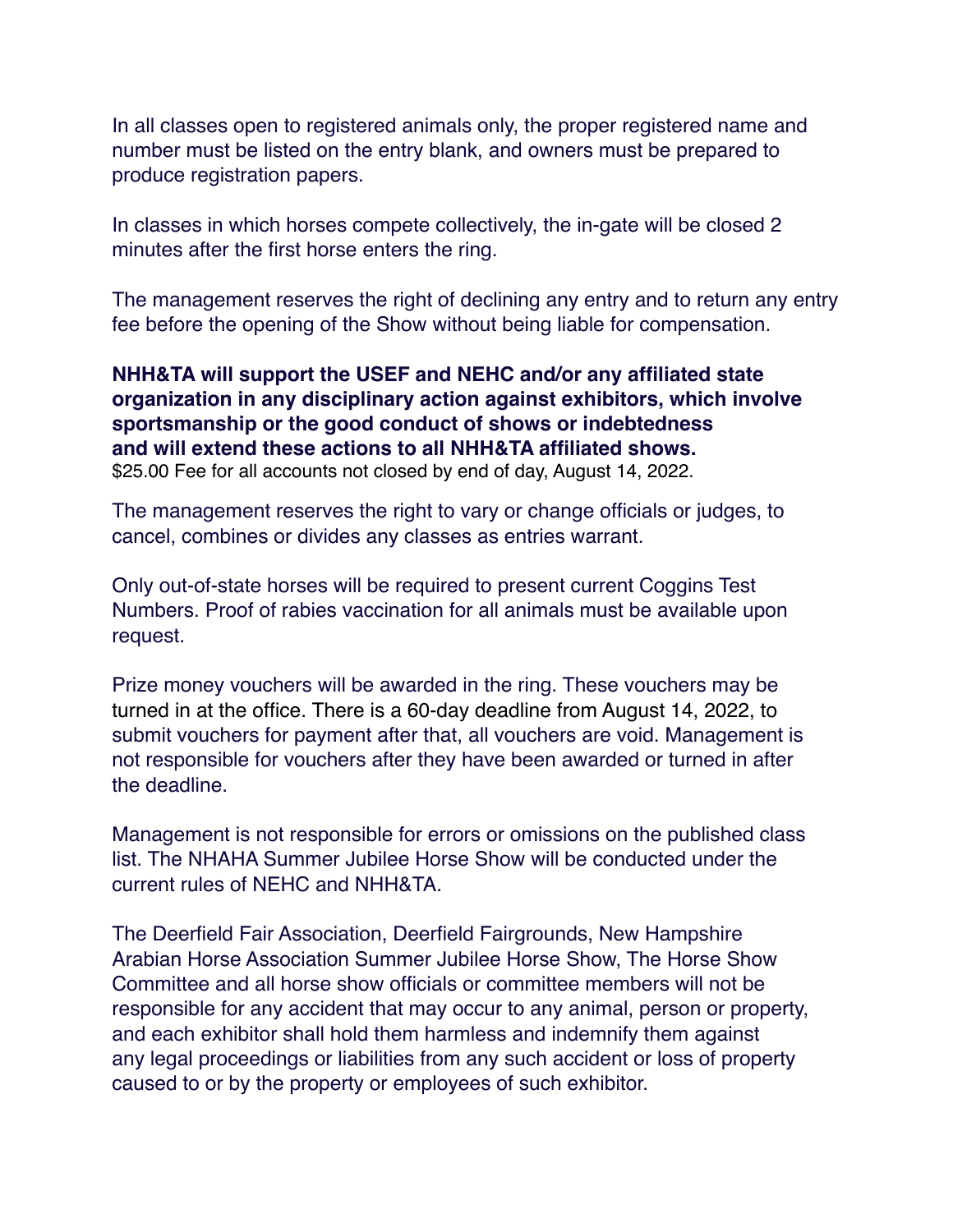In all classes open to registered animals only, the proper registered name and number must be listed on the entry blank, and owners must be prepared to produce registration papers.

In classes in which horses compete collectively, the in-gate will be closed 2 minutes after the first horse enters the ring.

The management reserves the right of declining any entry and to return any entry fee before the opening of the Show without being liable for compensation.

**NHH&TA will support the USEF and NEHC and/or any affiliated state organization in any disciplinary action against exhibitors, which involve sportsmanship or the good conduct of shows or indebtedness and will extend these actions to all NHH&TA affiliated shows.**
$25.00 Fee for all accounts not closed by end of day, August 14, 2022.

The management reserves the right to vary or change officials or judges, to cancel, combines or divides any classes as entries warrant.

Only out-of-state horses will be required to present current Coggins Test Numbers. Proof of rabies vaccination for all animals must be available upon request.

Prize money vouchers will be awarded in the ring. These vouchers may be turned in at the office. There is a 60-day deadline from August 14, 2022, to submit vouchers for payment after that, all vouchers are void. Management is not responsible for vouchers after they have been awarded or turned in after the deadline.

Management is not responsible for errors or omissions on the published class list. The NHAHA Summer Jubilee Horse Show will be conducted under the current rules of NEHC and NHH&TA.

The Deerfield Fair Association, Deerfield Fairgrounds, New Hampshire Arabian Horse Association Summer Jubilee Horse Show, The Horse Show Committee and all horse show officials or committee members will not be responsible for any accident that may occur to any animal, person or property, and each exhibitor shall hold them harmless and indemnify them against any legal proceedings or liabilities from any such accident or loss of property caused to or by the property or employees of such exhibitor.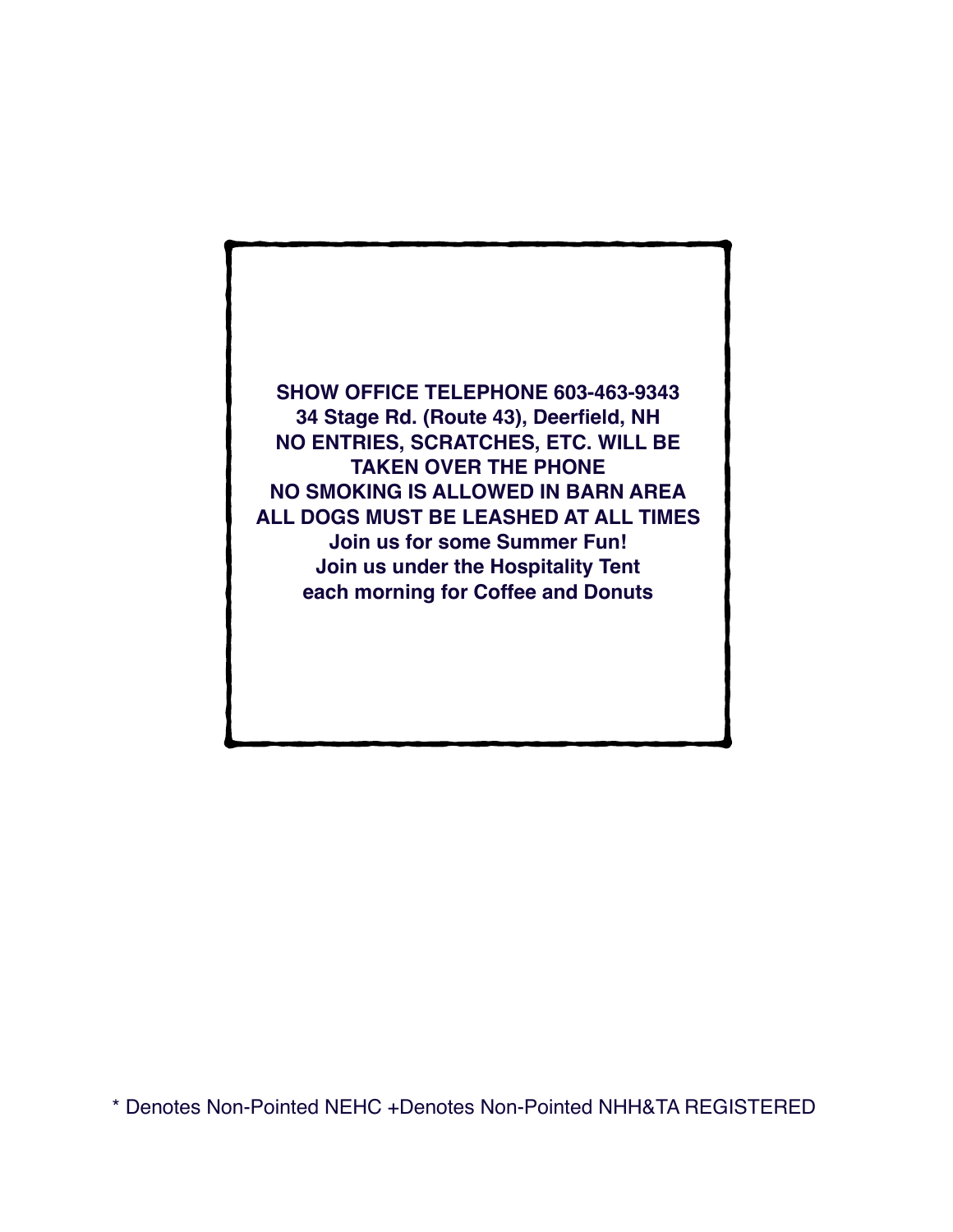**SHOW OFFICE TELEPHONE 603-463-9343**
**34 Stage Rd. (Route 43), Deerfield, NH**
**NO ENTRIES, SCRATCHES, ETC. WILL BE TAKEN OVER THE PHONE**
**NO SMOKING IS ALLOWED IN BARN AREA**
**ALL DOGS MUST BE LEASHED AT ALL TIMES**
**Join us for some Summer Fun!**
**Join us under the Hospitality Tent each morning for Coffee and Donuts**

* Denotes Non-Pointed NEHC +Denotes Non-Pointed NHH&TA REGISTERED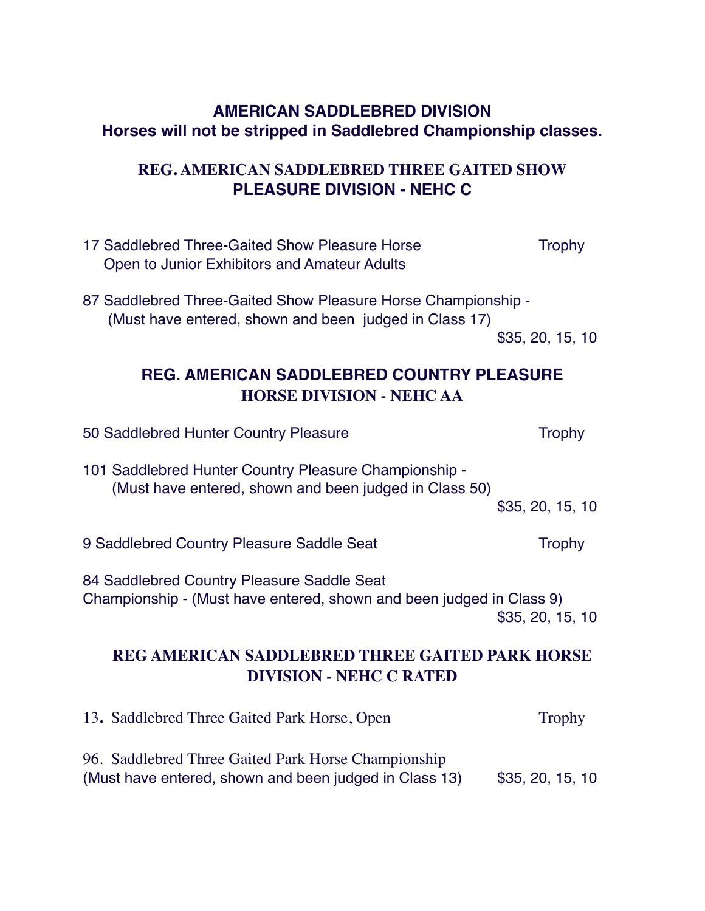## AMERICAN SADDLEBRED DIVISION

**Horses will not be stripped in Saddlebred Championship classes.**

### REG. AMERICAN SADDLEBRED THREE GAITED SHOW PLEASURE DIVISION - NEHC C

17 Saddlebred Three-Gaited Show Pleasure Horse — Trophy
Open to Junior Exhibitors and Amateur Adults

87 Saddlebred Three-Gaited Show Pleasure Horse Championship -
(Must have entered, shown and been judged in Class 17)
$35, 20, 15, 10

### REG. AMERICAN SADDLEBRED COUNTRY PLEASURE HORSE DIVISION - NEHC AA

50 Saddlebred Hunter Country Pleasure — Trophy

101 Saddlebred Hunter Country Pleasure Championship -
(Must have entered, shown and been judged in Class 50)
$35, 20, 15, 10

9 Saddlebred Country Pleasure Saddle Seat — Trophy

84 Saddlebred Country Pleasure Saddle Seat
Championship - (Must have entered, shown and been judged in Class 9)
$35, 20, 15, 10

### REG AMERICAN SADDLEBRED THREE GAITED PARK HORSE DIVISION - NEHC C RATED

13. Saddlebred Three Gaited Park Horse, Open — Trophy

96. Saddlebred Three Gaited Park Horse Championship
(Must have entered, shown and been judged in Class 13) — $35, 20, 15, 10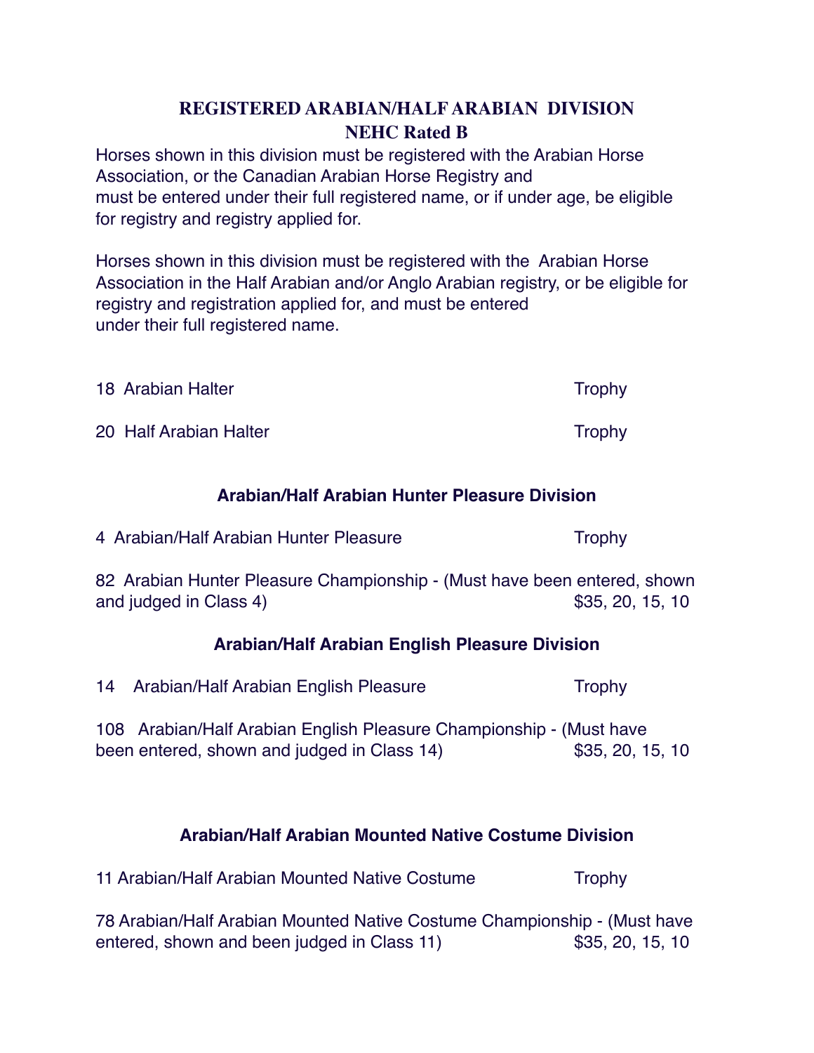## REGISTERED ARABIAN/HALF ARABIAN DIVISION
## NEHC Rated B

Horses shown in this division must be registered with the Arabian Horse Association, or the Canadian Arabian Horse Registry and must be entered under their full registered name, or if under age, be eligible for registry and registry applied for.

Horses shown in this division must be registered with the Arabian Horse Association in the Half Arabian and/or Anglo Arabian registry, or be eligible for registry and registration applied for, and must be entered under their full registered name.

18 Arabian Halter — Trophy

20 Half Arabian Halter — Trophy

### Arabian/Half Arabian Hunter Pleasure Division

4 Arabian/Half Arabian Hunter Pleasure — Trophy

82 Arabian Hunter Pleasure Championship - (Must have been entered, shown and judged in Class 4) — $35, 20, 15, 10

### Arabian/Half Arabian English Pleasure Division

14 Arabian/Half Arabian English Pleasure — Trophy

108 Arabian/Half Arabian English Pleasure Championship - (Must have been entered, shown and judged in Class 14) — $35, 20, 15, 10

### Arabian/Half Arabian Mounted Native Costume Division

11 Arabian/Half Arabian Mounted Native Costume — Trophy

78 Arabian/Half Arabian Mounted Native Costume Championship - (Must have entered, shown and been judged in Class 11) — $35, 20, 15, 10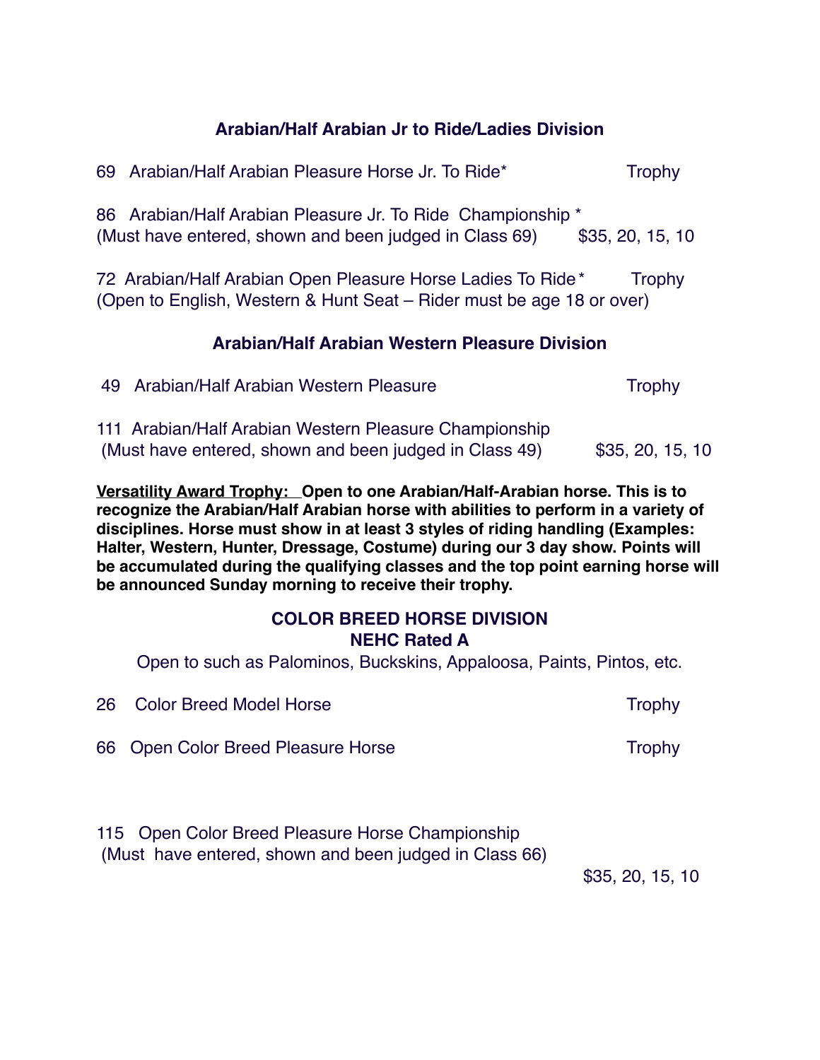## Arabian/Half Arabian Jr to Ride/Ladies Division

69 Arabian/Half Arabian Pleasure Horse Jr. To Ride* — Trophy

86 Arabian/Half Arabian Pleasure Jr. To Ride Championship *
(Must have entered, shown and been judged in Class 69) — $35, 20, 15, 10

72 Arabian/Half Arabian Open Pleasure Horse Ladies To Ride* — Trophy
(Open to English, Western & Hunt Seat – Rider must be age 18 or over)

## Arabian/Half Arabian Western Pleasure Division

49 Arabian/Half Arabian Western Pleasure — Trophy

111 Arabian/Half Arabian Western Pleasure Championship
(Must have entered, shown and been judged in Class 49) — $35, 20, 15, 10

**<u>Versatility Award Trophy:</u> Open to one Arabian/Half-Arabian horse. This is to recognize the Arabian/Half Arabian horse with abilities to perform in a variety of disciplines. Horse must show in at least 3 styles of riding handling (Examples: Halter, Western, Hunter, Dressage, Costume) during our 3 day show. Points will be accumulated during the qualifying classes and the top point earning horse will be announced Sunday morning to receive their trophy.**

## COLOR BREED HORSE DIVISION
### NEHC Rated A

Open to such as Palominos, Buckskins, Appaloosa, Paints, Pintos, etc.

26 Color Breed Model Horse — Trophy

66 Open Color Breed Pleasure Horse — Trophy

115 Open Color Breed Pleasure Horse Championship
(Must have entered, shown and been judged in Class 66)
$35, 20, 15, 10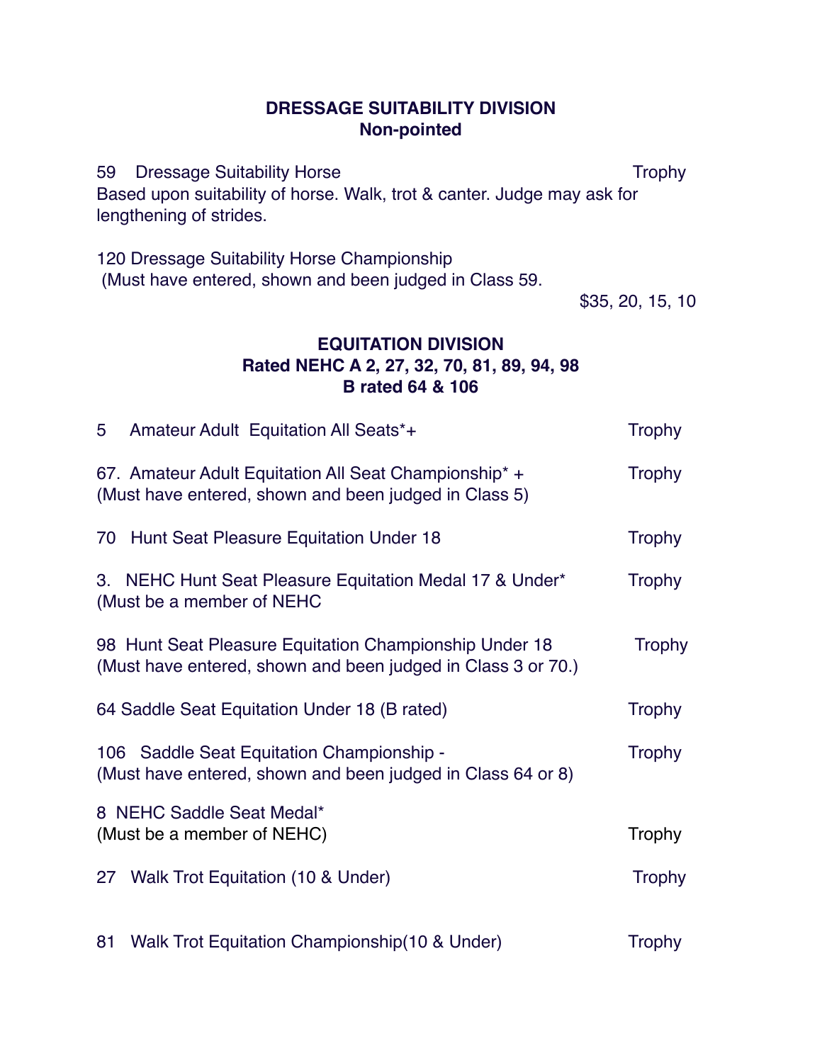## DRESSAGE SUITABILITY DIVISION
**Non-pointed**

59 Dressage Suitability Horse — Trophy
Based upon suitability of horse. Walk, trot & canter. Judge may ask for lengthening of strides.

120 Dressage Suitability Horse Championship
(Must have entered, shown and been judged in Class 59.
$35, 20, 15, 10

## EQUITATION DIVISION
**Rated NEHC A 2, 27, 32, 70, 81, 89, 94, 98**
**B rated 64 & 106**

5 Amateur Adult Equitation All Seats*+ — Trophy

67. Amateur Adult Equitation All Seat Championship* + — Trophy
(Must have entered, shown and been judged in Class 5)

70 Hunt Seat Pleasure Equitation Under 18 — Trophy

3. NEHC Hunt Seat Pleasure Equitation Medal 17 & Under* — Trophy
(Must be a member of NEHC

98 Hunt Seat Pleasure Equitation Championship Under 18 — Trophy
(Must have entered, shown and been judged in Class 3 or 70.)

64 Saddle Seat Equitation Under 18 (B rated) — Trophy

106 Saddle Seat Equitation Championship - — Trophy
(Must have entered, shown and been judged in Class 64 or 8)

8 NEHC Saddle Seat Medal*
(Must be a member of NEHC) — Trophy

27 Walk Trot Equitation (10 & Under) — Trophy

81 Walk Trot Equitation Championship(10 & Under) — Trophy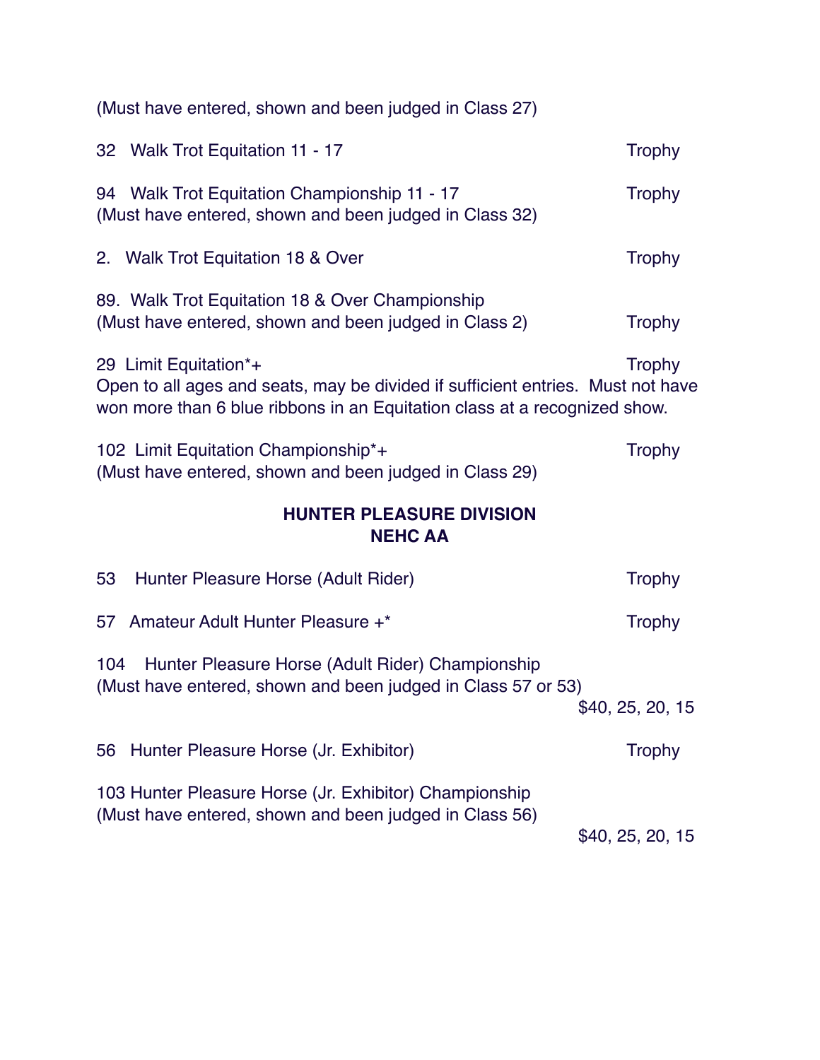(Must have entered, shown and been judged in Class 27)

32 Walk Trot Equitation 11 - 17 Trophy

94 Walk Trot Equitation Championship 11 - 17 Trophy
(Must have entered, shown and been judged in Class 32)

2. Walk Trot Equitation 18 & Over Trophy

89. Walk Trot Equitation 18 & Over Championship
(Must have entered, shown and been judged in Class 2) Trophy

29 Limit Equitation*+ Trophy
Open to all ages and seats, may be divided if sufficient entries. Must not have won more than 6 blue ribbons in an Equitation class at a recognized show.

102 Limit Equitation Championship*+ Trophy
(Must have entered, shown and been judged in Class 29)

## HUNTER PLEASURE DIVISION
## NEHC AA

53 Hunter Pleasure Horse (Adult Rider) Trophy

57 Amateur Adult Hunter Pleasure +* Trophy

104 Hunter Pleasure Horse (Adult Rider) Championship
(Must have entered, shown and been judged in Class 57 or 53)
$40, 25, 20, 15

56 Hunter Pleasure Horse (Jr. Exhibitor) Trophy

103 Hunter Pleasure Horse (Jr. Exhibitor) Championship
(Must have entered, shown and been judged in Class 56)
$40, 25, 20, 15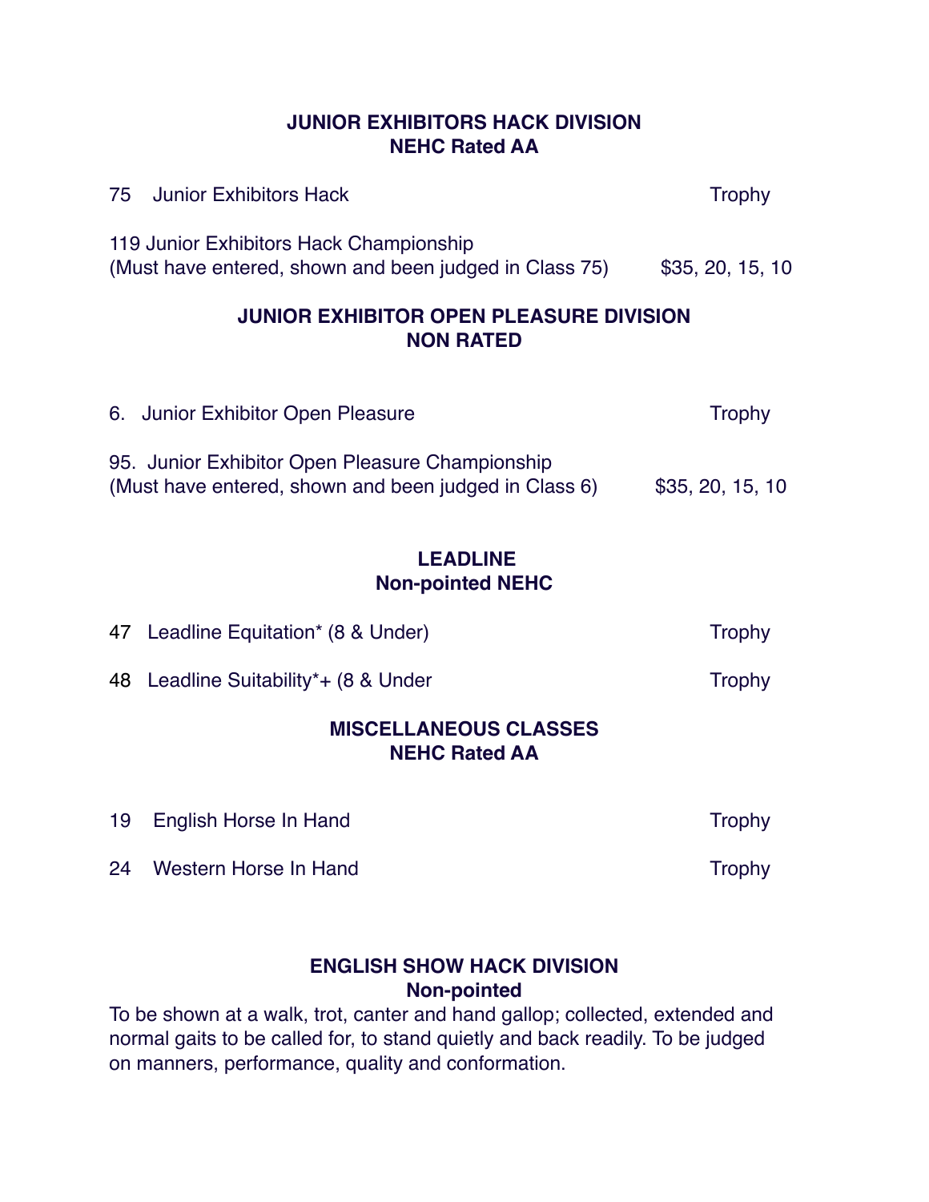## JUNIOR EXHIBITORS HACK DIVISION
## NEHC Rated AA

75 Junior Exhibitors Hack — Trophy

119 Junior Exhibitors Hack Championship
(Must have entered, shown and been judged in Class 75) — $35, 20, 15, 10

## JUNIOR EXHIBITOR OPEN PLEASURE DIVISION
## NON RATED

6. Junior Exhibitor Open Pleasure — Trophy

95. Junior Exhibitor Open Pleasure Championship
(Must have entered, shown and been judged in Class 6) — $35, 20, 15, 10

## LEADLINE
## Non-pointed NEHC

47 Leadline Equitation* (8 & Under) — Trophy

48 Leadline Suitability*+ (8 & Under — Trophy

## MISCELLANEOUS CLASSES
## NEHC Rated AA

19 English Horse In Hand — Trophy

24 Western Horse In Hand — Trophy

## ENGLISH SHOW HACK DIVISION
## Non-pointed

To be shown at a walk, trot, canter and hand gallop; collected, extended and normal gaits to be called for, to stand quietly and back readily. To be judged on manners, performance, quality and conformation.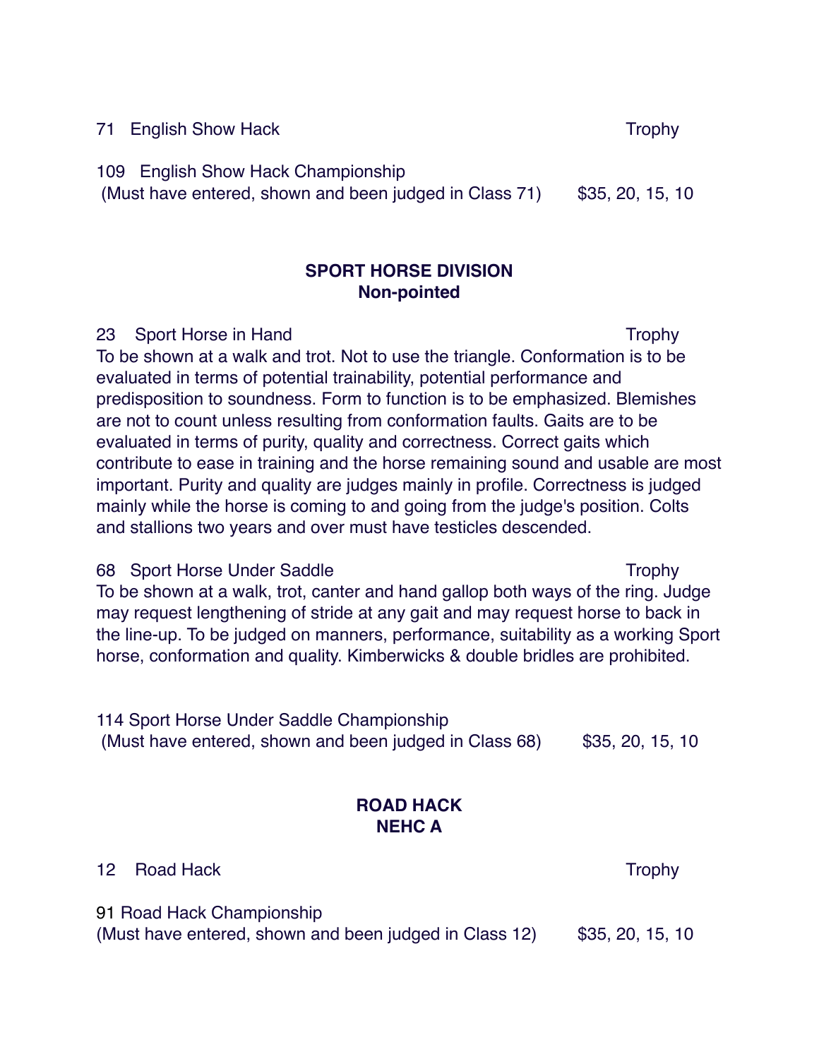71 English Show Hack — Trophy

109 English Show Hack Championship
(Must have entered, shown and been judged in Class 71) — $35, 20, 15, 10

## SPORT HORSE DIVISION
**Non-pointed**

23 Sport Horse in Hand — Trophy
To be shown at a walk and trot. Not to use the triangle. Conformation is to be evaluated in terms of potential trainability, potential performance and predisposition to soundness. Form to function is to be emphasized. Blemishes are not to count unless resulting from conformation faults. Gaits are to be evaluated in terms of purity, quality and correctness. Correct gaits which contribute to ease in training and the horse remaining sound and usable are most important. Purity and quality are judges mainly in profile. Correctness is judged mainly while the horse is coming to and going from the judge's position. Colts and stallions two years and over must have testicles descended.

68 Sport Horse Under Saddle — Trophy
To be shown at a walk, trot, canter and hand gallop both ways of the ring. Judge may request lengthening of stride at any gait and may request horse to back in the line-up. To be judged on manners, performance, suitability as a working Sport horse, conformation and quality. Kimberwicks & double bridles are prohibited.

114 Sport Horse Under Saddle Championship
(Must have entered, shown and been judged in Class 68) — $35, 20, 15, 10

## ROAD HACK
**NEHC A**

12 Road Hack — Trophy

91 Road Hack Championship
(Must have entered, shown and been judged in Class 12) — $35, 20, 15, 10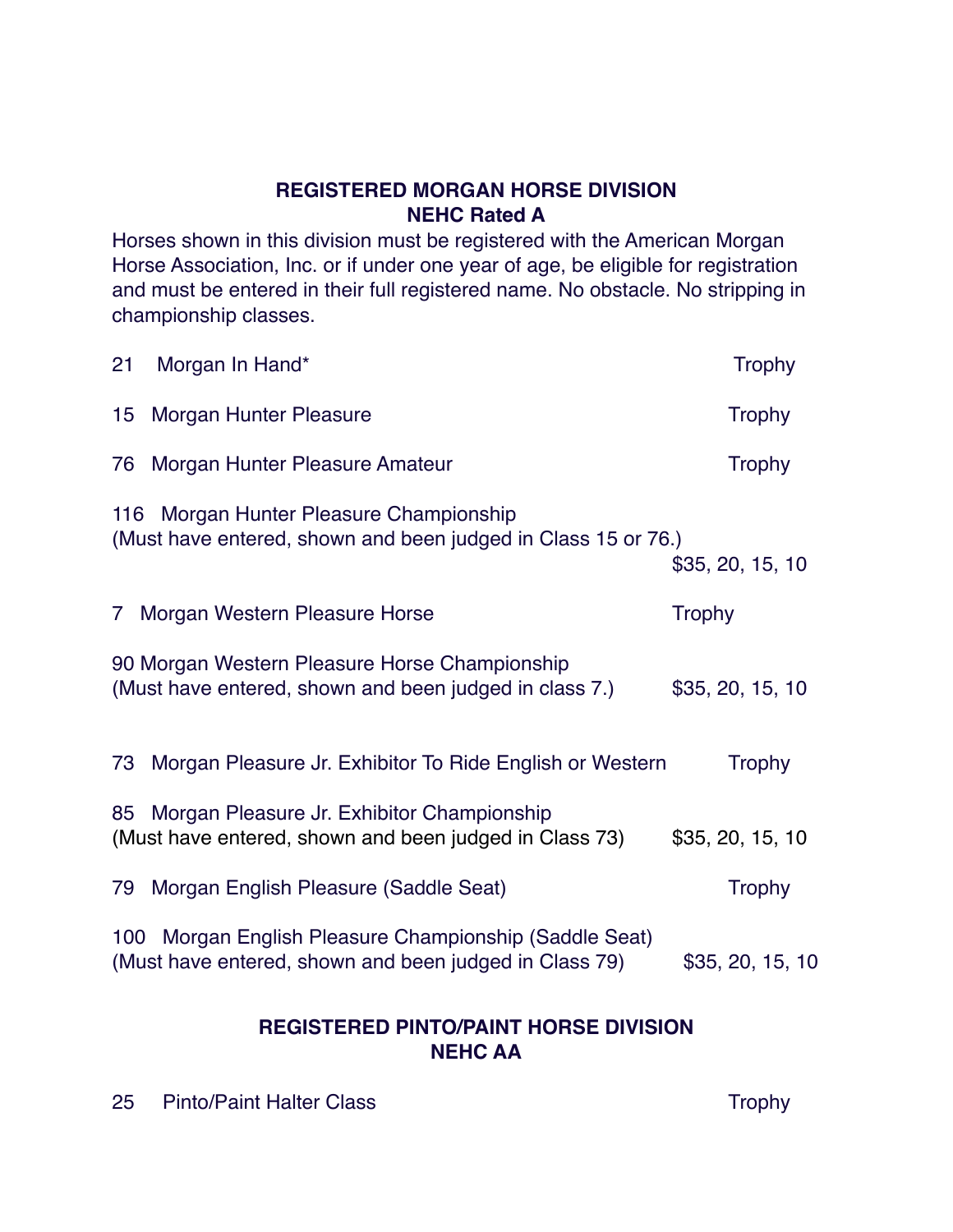## REGISTERED MORGAN HORSE DIVISION
## NEHC Rated A

Horses shown in this division must be registered with the American Morgan Horse Association, Inc. or if under one year of age, be eligible for registration and must be entered in their full registered name. No obstacle. No stripping in championship classes.

21 Morgan In Hand* — Trophy

15 Morgan Hunter Pleasure — Trophy

76 Morgan Hunter Pleasure Amateur — Trophy

116 Morgan Hunter Pleasure Championship
(Must have entered, shown and been judged in Class 15 or 76.) — $35, 20, 15, 10

7 Morgan Western Pleasure Horse — Trophy

90 Morgan Western Pleasure Horse Championship
(Must have entered, shown and been judged in class 7.) — $35, 20, 15, 10

73 Morgan Pleasure Jr. Exhibitor To Ride English or Western — Trophy

85 Morgan Pleasure Jr. Exhibitor Championship
(Must have entered, shown and been judged in Class 73) — $35, 20, 15, 10

79 Morgan English Pleasure (Saddle Seat) — Trophy

100 Morgan English Pleasure Championship (Saddle Seat)
(Must have entered, shown and been judged in Class 79) — $35, 20, 15, 10

## REGISTERED PINTO/PAINT HORSE DIVISION
## NEHC AA

25 Pinto/Paint Halter Class — Trophy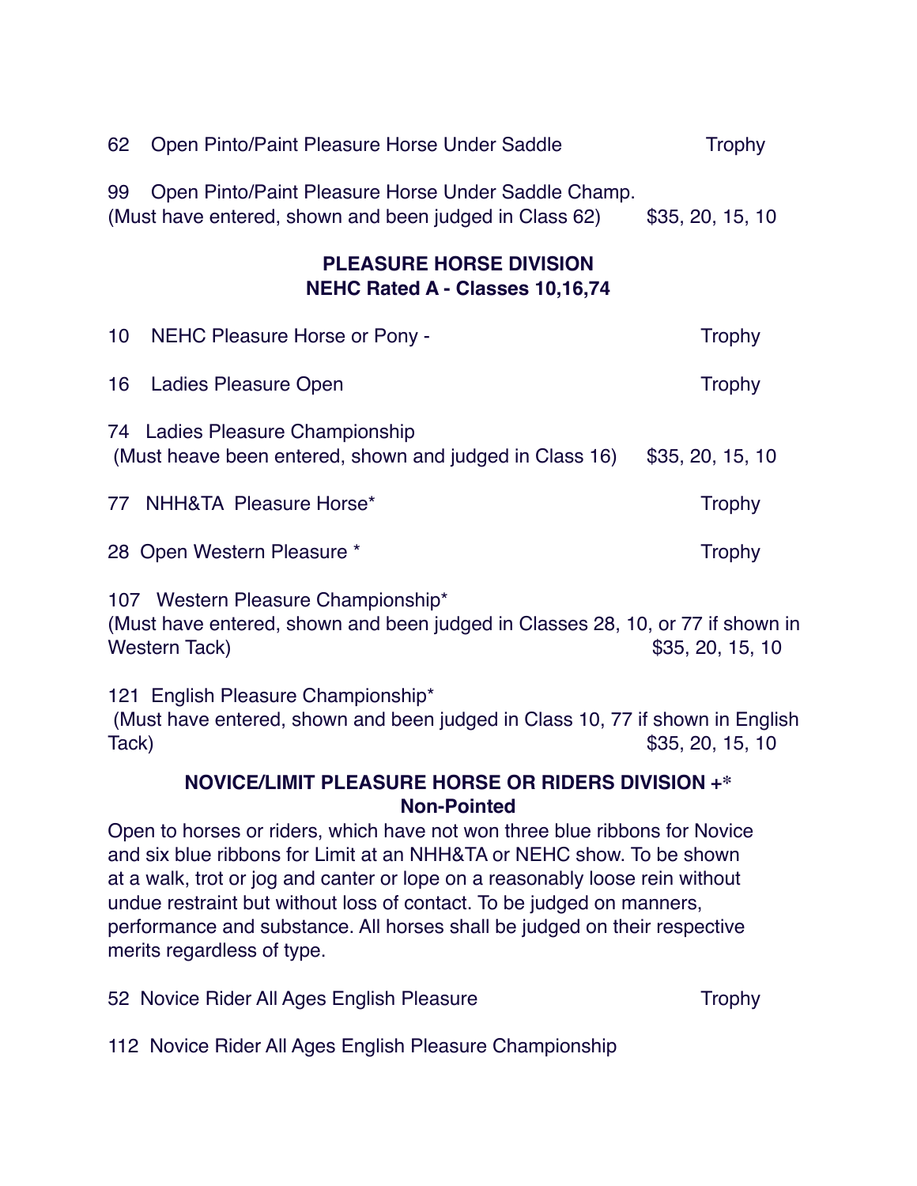62 Open Pinto/Paint Pleasure Horse Under Saddle — Trophy

99 Open Pinto/Paint Pleasure Horse Under Saddle Champ.
(Must have entered, shown and been judged in Class 62) — $35, 20, 15, 10

## PLEASURE HORSE DIVISION
## NEHC Rated A - Classes 10,16,74

10 NEHC Pleasure Horse or Pony - — Trophy

16 Ladies Pleasure Open — Trophy

74 Ladies Pleasure Championship
(Must heave been entered, shown and judged in Class 16) — $35, 20, 15, 10

77 NHH&TA Pleasure Horse* — Trophy

28 Open Western Pleasure * — Trophy

107 Western Pleasure Championship*
(Must have entered, shown and been judged in Classes 28, 10, or 77 if shown in Western Tack) — $35, 20, 15, 10

121 English Pleasure Championship*
(Must have entered, shown and been judged in Class 10, 77 if shown in English Tack) — $35, 20, 15, 10

## NOVICE/LIMIT PLEASURE HORSE OR RIDERS DIVISION +*
## Non-Pointed

Open to horses or riders, which have not won three blue ribbons for Novice and six blue ribbons for Limit at an NHH&TA or NEHC show. To be shown at a walk, trot or jog and canter or lope on a reasonably loose rein without undue restraint but without loss of contact. To be judged on manners, performance and substance. All horses shall be judged on their respective merits regardless of type.

52 Novice Rider All Ages English Pleasure — Trophy

112 Novice Rider All Ages English Pleasure Championship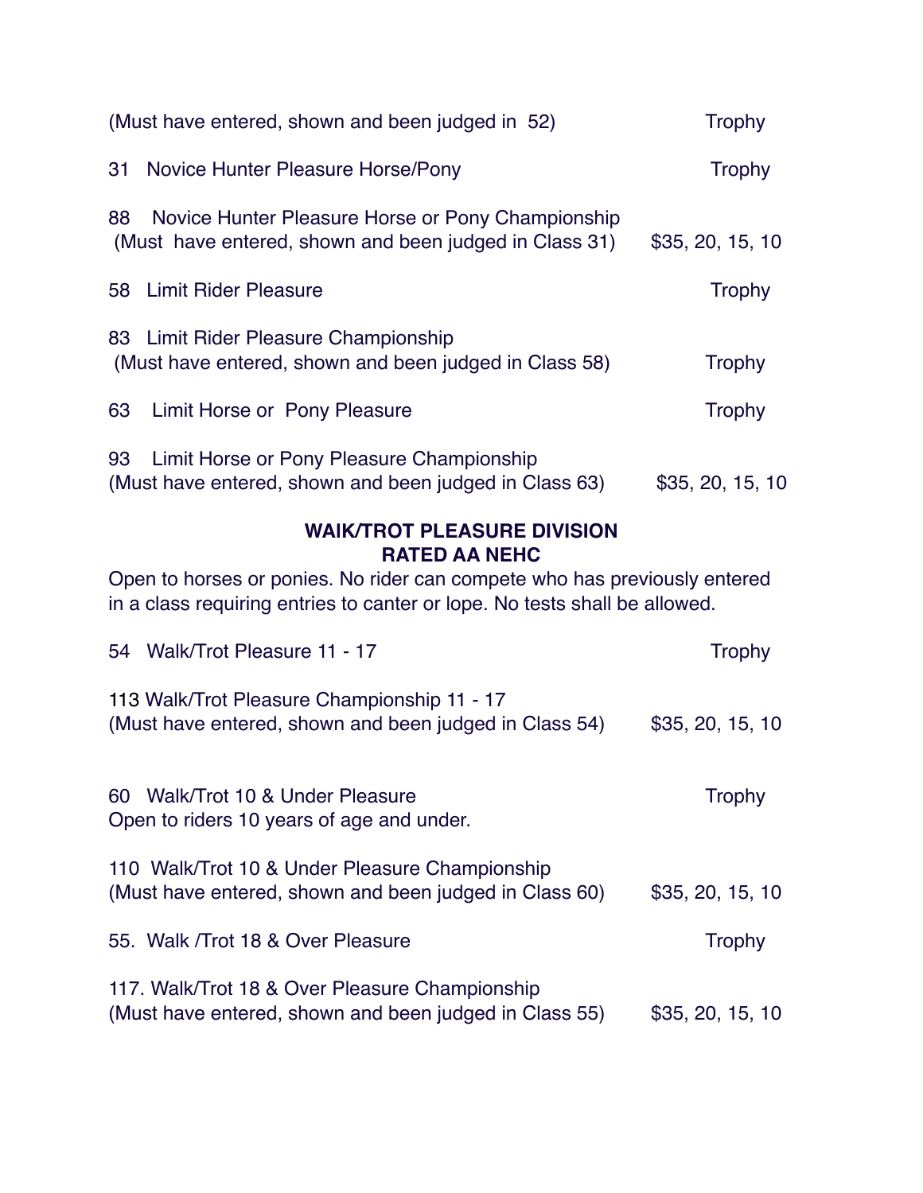(Must have entered, shown and been judged in 52) Trophy

31 Novice Hunter Pleasure Horse/Pony Trophy

88 Novice Hunter Pleasure Horse or Pony Championship
(Must have entered, shown and been judged in Class 31) $35, 20, 15, 10

58 Limit Rider Pleasure Trophy

83 Limit Rider Pleasure Championship
(Must have entered, shown and been judged in Class 58) Trophy

63 Limit Horse or Pony Pleasure Trophy

93 Limit Horse or Pony Pleasure Championship
(Must have entered, shown and been judged in Class 63) $35, 20, 15, 10

## WAIK/TROT PLEASURE DIVISION
## RATED AA NEHC

Open to horses or ponies. No rider can compete who has previously entered in a class requiring entries to canter or lope. No tests shall be allowed.

54 Walk/Trot Pleasure 11 - 17 Trophy

113 Walk/Trot Pleasure Championship 11 - 17
(Must have entered, shown and been judged in Class 54) $35, 20, 15, 10

60 Walk/Trot 10 & Under Pleasure Trophy
Open to riders 10 years of age and under.

110 Walk/Trot 10 & Under Pleasure Championship
(Must have entered, shown and been judged in Class 60) $35, 20, 15, 10

55. Walk /Trot 18 & Over Pleasure Trophy

117. Walk/Trot 18 & Over Pleasure Championship
(Must have entered, shown and been judged in Class 55) $35, 20, 15, 10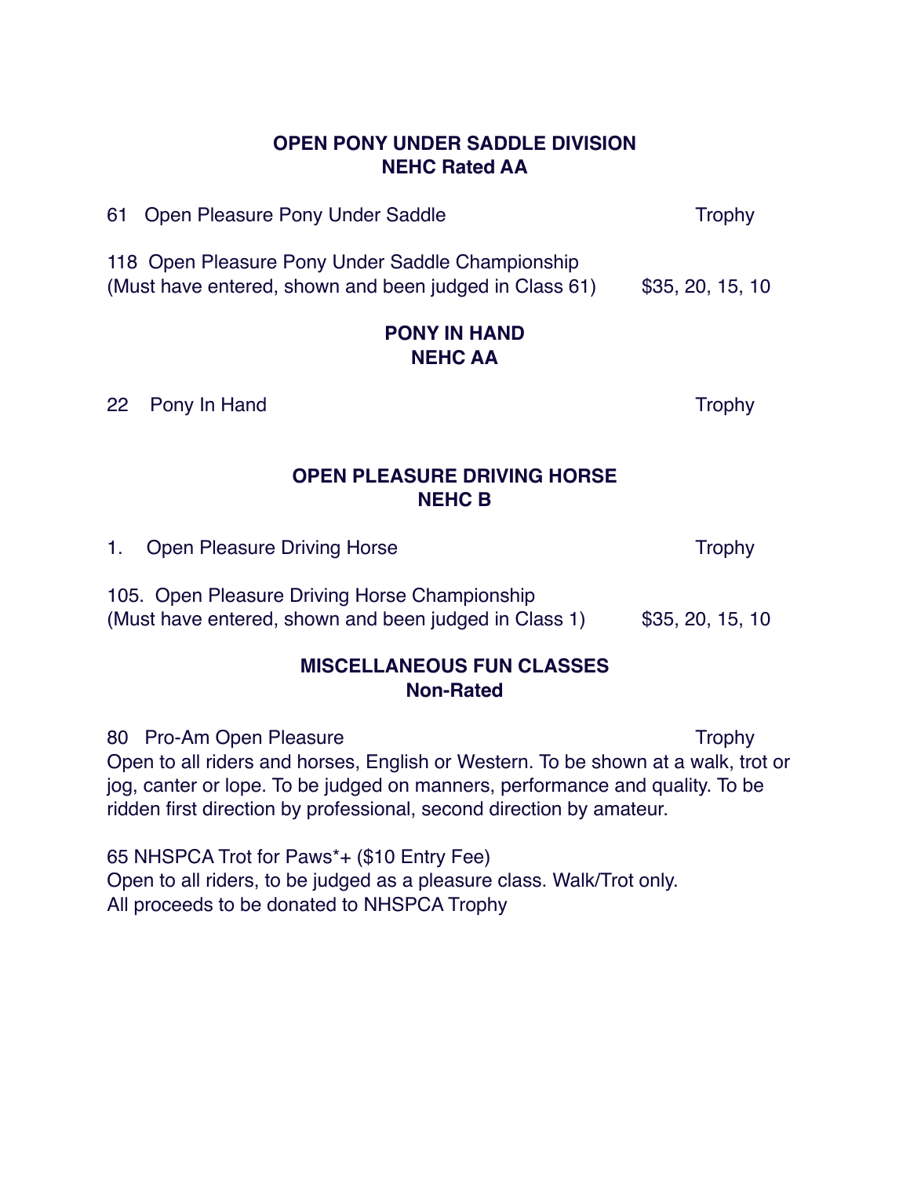## OPEN PONY UNDER SADDLE DIVISION
## NEHC Rated AA

61 Open Pleasure Pony Under Saddle — Trophy

118 Open Pleasure Pony Under Saddle Championship
(Must have entered, shown and been judged in Class 61) — $35, 20, 15, 10

## PONY IN HAND
## NEHC AA

22 Pony In Hand — Trophy

## OPEN PLEASURE DRIVING HORSE
## NEHC B

1. Open Pleasure Driving Horse — Trophy

105. Open Pleasure Driving Horse Championship
(Must have entered, shown and been judged in Class 1) — $35, 20, 15, 10

## MISCELLANEOUS FUN CLASSES
## Non-Rated

80 Pro-Am Open Pleasure — Trophy
Open to all riders and horses, English or Western. To be shown at a walk, trot or jog, canter or lope. To be judged on manners, performance and quality. To be ridden first direction by professional, second direction by amateur.

65 NHSPCA Trot for Paws*+ ($10 Entry Fee)
Open to all riders, to be judged as a pleasure class. Walk/Trot only.
All proceeds to be donated to NHSPCA Trophy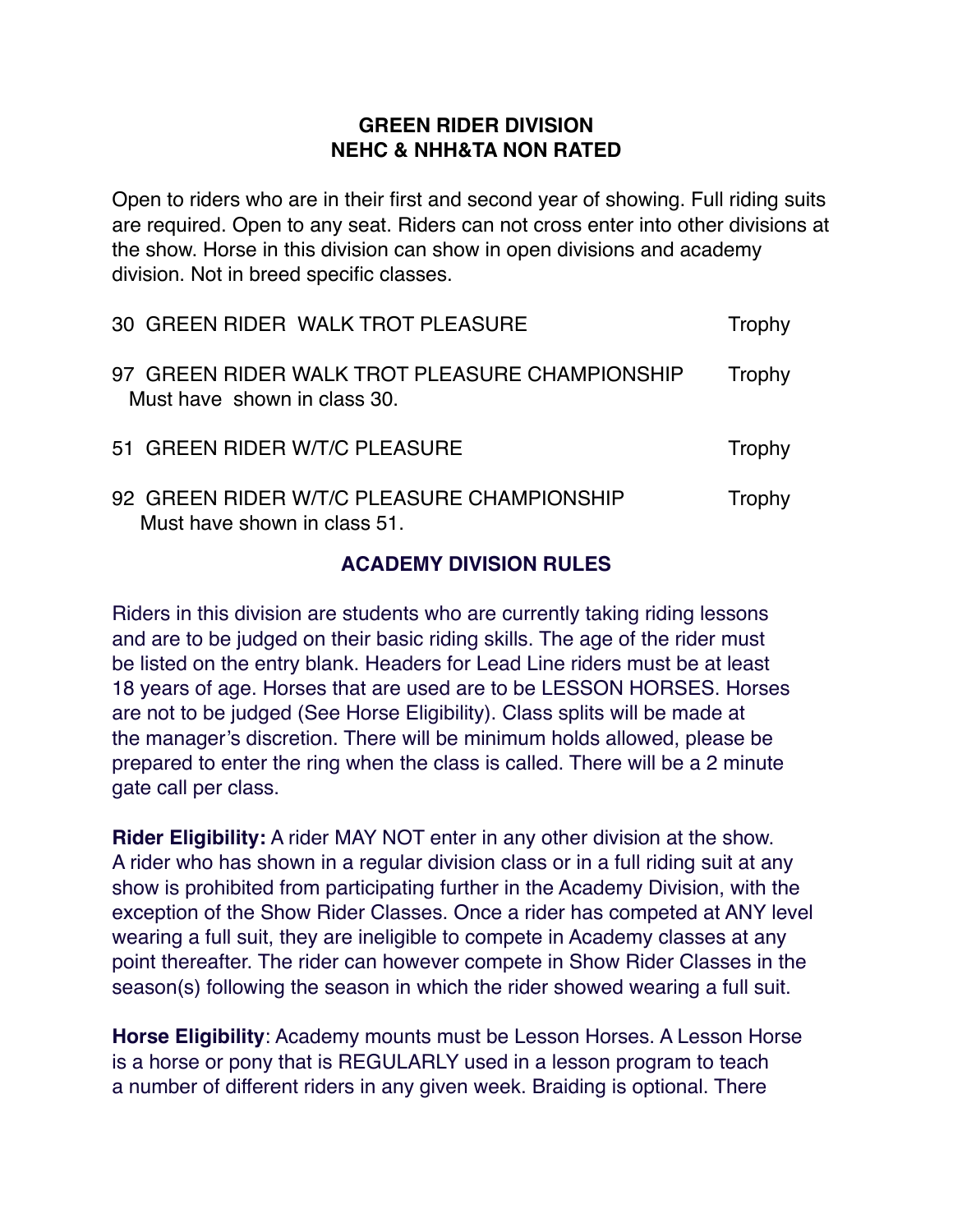## GREEN RIDER DIVISION
## NEHC & NHH&TA NON RATED

Open to riders who are in their first and second year of showing. Full riding suits are required. Open to any seat. Riders can not cross enter into other divisions at the show. Horse in this division can show in open divisions and academy division. Not in breed specific classes.

| | |
|---|---|
| 30 GREEN RIDER WALK TROT PLEASURE | Trophy |
| 97 GREEN RIDER WALK TROT PLEASURE CHAMPIONSHIP<br>Must have shown in class 30. | Trophy |
| 51 GREEN RIDER W/T/C PLEASURE | Trophy |
| 92 GREEN RIDER W/T/C PLEASURE CHAMPIONSHIP<br>Must have shown in class 51. | Trophy |

## ACADEMY DIVISION RULES

Riders in this division are students who are currently taking riding lessons and are to be judged on their basic riding skills. The age of the rider must be listed on the entry blank. Headers for Lead Line riders must be at least 18 years of age. Horses that are used are to be LESSON HORSES. Horses are not to be judged (See Horse Eligibility). Class splits will be made at the manager's discretion. There will be minimum holds allowed, please be prepared to enter the ring when the class is called. There will be a 2 minute gate call per class.

**Rider Eligibility:** A rider MAY NOT enter in any other division at the show. A rider who has shown in a regular division class or in a full riding suit at any show is prohibited from participating further in the Academy Division, with the exception of the Show Rider Classes. Once a rider has competed at ANY level wearing a full suit, they are ineligible to compete in Academy classes at any point thereafter. The rider can however compete in Show Rider Classes in the season(s) following the season in which the rider showed wearing a full suit.

**Horse Eligibility**: Academy mounts must be Lesson Horses. A Lesson Horse is a horse or pony that is REGULARLY used in a lesson program to teach a number of different riders in any given week. Braiding is optional. There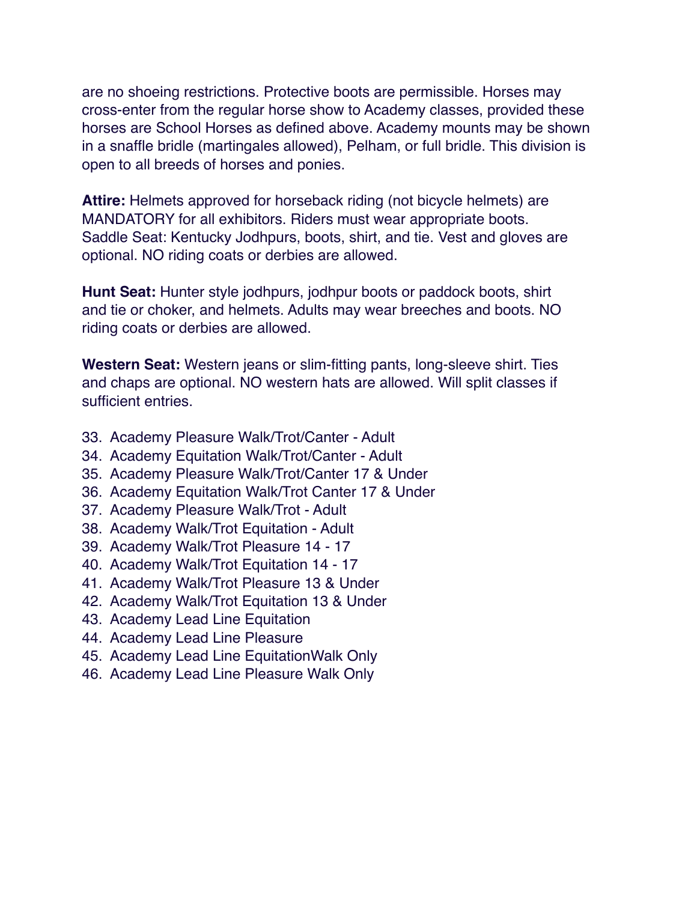are no shoeing restrictions. Protective boots are permissible. Horses may cross-enter from the regular horse show to Academy classes, provided these horses are School Horses as defined above. Academy mounts may be shown in a snaffle bridle (martingales allowed), Pelham, or full bridle. This division is open to all breeds of horses and ponies.

**Attire:** Helmets approved for horseback riding (not bicycle helmets) are MANDATORY for all exhibitors. Riders must wear appropriate boots. Saddle Seat: Kentucky Jodhpurs, boots, shirt, and tie. Vest and gloves are optional. NO riding coats or derbies are allowed.

**Hunt Seat:** Hunter style jodhpurs, jodhpur boots or paddock boots, shirt and tie or choker, and helmets. Adults may wear breeches and boots. NO riding coats or derbies are allowed.

**Western Seat:** Western jeans or slim-fitting pants, long-sleeve shirt. Ties and chaps are optional. NO western hats are allowed. Will split classes if sufficient entries.

33. Academy Pleasure Walk/Trot/Canter - Adult
34. Academy Equitation Walk/Trot/Canter - Adult
35. Academy Pleasure Walk/Trot/Canter 17 & Under
36. Academy Equitation Walk/Trot Canter 17 & Under
37. Academy Pleasure Walk/Trot - Adult
38. Academy Walk/Trot Equitation - Adult
39. Academy Walk/Trot Pleasure 14 - 17
40. Academy Walk/Trot Equitation 14 - 17
41. Academy Walk/Trot Pleasure 13 & Under
42. Academy Walk/Trot Equitation 13 & Under
43. Academy Lead Line Equitation
44. Academy Lead Line Pleasure
45. Academy Lead Line EquitationWalk Only
46. Academy Lead Line Pleasure Walk Only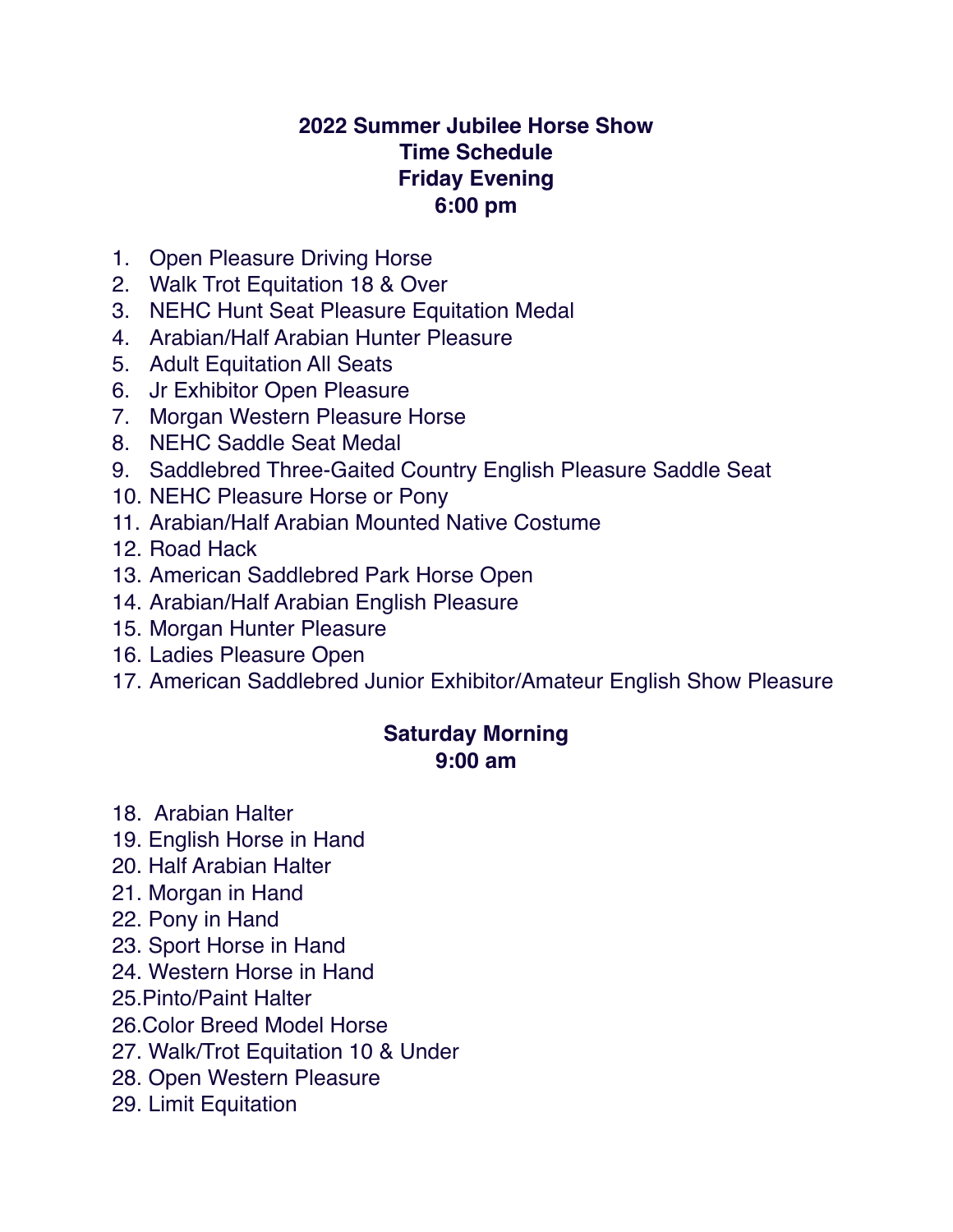# 2022 Summer Jubilee Horse Show
## Time Schedule
## Friday Evening
## 6:00 pm

1. Open Pleasure Driving Horse
2. Walk Trot Equitation 18 & Over
3. NEHC Hunt Seat Pleasure Equitation Medal
4. Arabian/Half Arabian Hunter Pleasure
5. Adult Equitation All Seats
6. Jr Exhibitor Open Pleasure
7. Morgan Western Pleasure Horse
8. NEHC Saddle Seat Medal
9. Saddlebred Three-Gaited Country English Pleasure Saddle Seat
10. NEHC Pleasure Horse or Pony
11. Arabian/Half Arabian Mounted Native Costume
12. Road Hack
13. American Saddlebred Park Horse Open
14. Arabian/Half Arabian English Pleasure
15. Morgan Hunter Pleasure
16. Ladies Pleasure Open
17. American Saddlebred Junior Exhibitor/Amateur English Show Pleasure

## Saturday Morning
## 9:00 am

18. Arabian Halter
19. English Horse in Hand
20. Half Arabian Halter
21. Morgan in Hand
22. Pony in Hand
23. Sport Horse in Hand
24. Western Horse in Hand
25. Pinto/Paint Halter
26. Color Breed Model Horse
27. Walk/Trot Equitation 10 & Under
28. Open Western Pleasure
29. Limit Equitation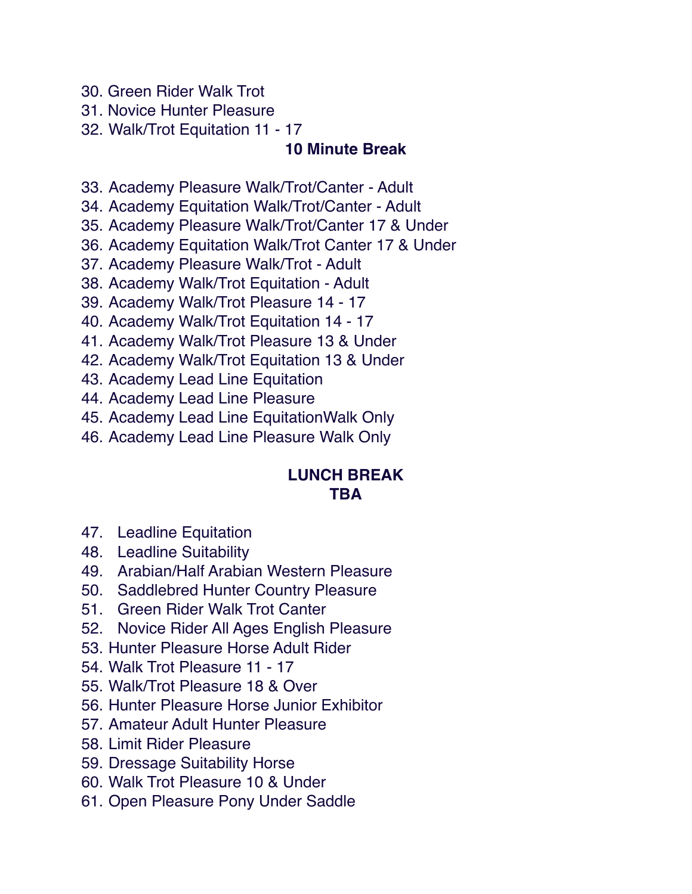30. Green Rider Walk Trot
31. Novice Hunter Pleasure
32. Walk/Trot Equitation 11 - 17

**10 Minute Break**

33. Academy Pleasure Walk/Trot/Canter - Adult
34. Academy Equitation Walk/Trot/Canter - Adult
35. Academy Pleasure Walk/Trot/Canter 17 & Under
36. Academy Equitation Walk/Trot Canter 17 & Under
37. Academy Pleasure Walk/Trot - Adult
38. Academy Walk/Trot Equitation - Adult
39. Academy Walk/Trot Pleasure 14 - 17
40. Academy Walk/Trot Equitation 14 - 17
41. Academy Walk/Trot Pleasure 13 & Under
42. Academy Walk/Trot Equitation 13 & Under
43. Academy Lead Line Equitation
44. Academy Lead Line Pleasure
45. Academy Lead Line EquitationWalk Only
46. Academy Lead Line Pleasure Walk Only

**LUNCH BREAK**
**TBA**

47. Leadline Equitation
48. Leadline Suitability
49. Arabian/Half Arabian Western Pleasure
50. Saddlebred Hunter Country Pleasure
51. Green Rider Walk Trot Canter
52. Novice Rider All Ages English Pleasure
53. Hunter Pleasure Horse Adult Rider
54. Walk Trot Pleasure 11 - 17
55. Walk/Trot Pleasure 18 & Over
56. Hunter Pleasure Horse Junior Exhibitor
57. Amateur Adult Hunter Pleasure
58. Limit Rider Pleasure
59. Dressage Suitability Horse
60. Walk Trot Pleasure 10 & Under
61. Open Pleasure Pony Under Saddle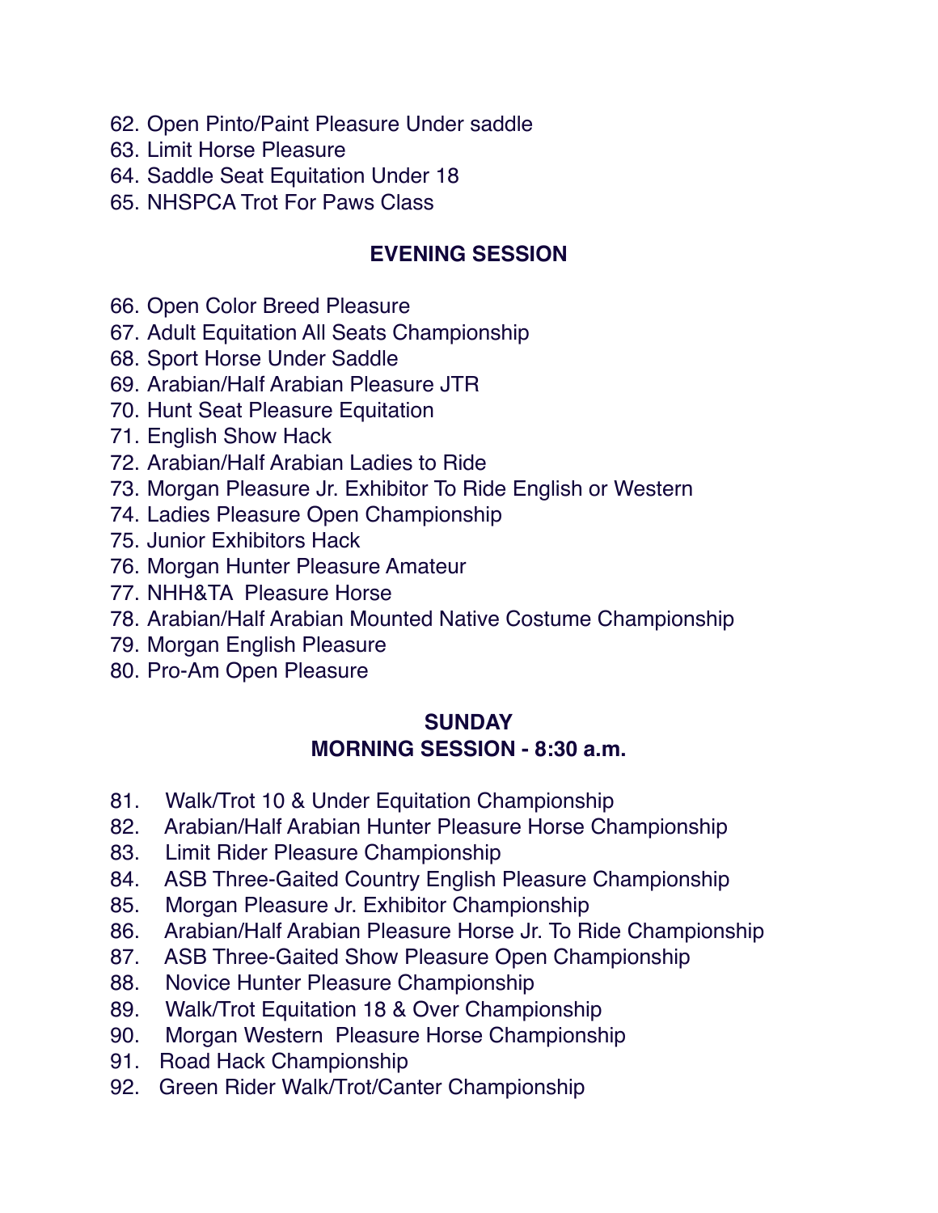62. Open Pinto/Paint Pleasure Under saddle
63. Limit Horse Pleasure
64. Saddle Seat Equitation Under 18
65. NHSPCA Trot For Paws Class

**EVENING SESSION**

66. Open Color Breed Pleasure
67. Adult Equitation All Seats Championship
68. Sport Horse Under Saddle
69. Arabian/Half Arabian Pleasure JTR
70. Hunt Seat Pleasure Equitation
71. English Show Hack
72. Arabian/Half Arabian Ladies to Ride
73. Morgan Pleasure Jr. Exhibitor To Ride English or Western
74. Ladies Pleasure Open Championship
75. Junior Exhibitors Hack
76. Morgan Hunter Pleasure Amateur
77. NHH&TA Pleasure Horse
78. Arabian/Half Arabian Mounted Native Costume Championship
79. Morgan English Pleasure
80. Pro-Am Open Pleasure

**SUNDAY**
**MORNING SESSION - 8:30 a.m.**

81. Walk/Trot 10 & Under Equitation Championship
82. Arabian/Half Arabian Hunter Pleasure Horse Championship
83. Limit Rider Pleasure Championship
84. ASB Three-Gaited Country English Pleasure Championship
85. Morgan Pleasure Jr. Exhibitor Championship
86. Arabian/Half Arabian Pleasure Horse Jr. To Ride Championship
87. ASB Three-Gaited Show Pleasure Open Championship
88. Novice Hunter Pleasure Championship
89. Walk/Trot Equitation 18 & Over Championship
90. Morgan Western Pleasure Horse Championship
91. Road Hack Championship
92. Green Rider Walk/Trot/Canter Championship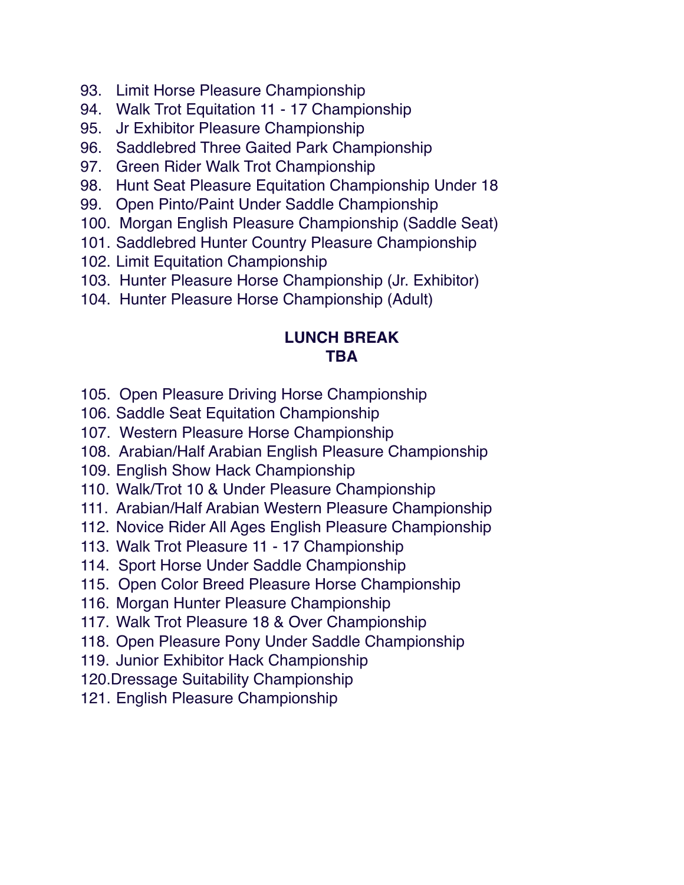93. Limit Horse Pleasure Championship
94. Walk Trot Equitation 11 - 17 Championship
95. Jr Exhibitor Pleasure Championship
96. Saddlebred Three Gaited Park Championship
97. Green Rider Walk Trot Championship
98. Hunt Seat Pleasure Equitation Championship Under 18
99. Open Pinto/Paint Under Saddle Championship
100. Morgan English Pleasure Championship (Saddle Seat)
101. Saddlebred Hunter Country Pleasure Championship
102. Limit Equitation Championship
103. Hunter Pleasure Horse Championship (Jr. Exhibitor)
104. Hunter Pleasure Horse Championship (Adult)

**LUNCH BREAK**
**TBA**

105. Open Pleasure Driving Horse Championship
106. Saddle Seat Equitation Championship
107. Western Pleasure Horse Championship
108. Arabian/Half Arabian English Pleasure Championship
109. English Show Hack Championship
110. Walk/Trot 10 & Under Pleasure Championship
111. Arabian/Half Arabian Western Pleasure Championship
112. Novice Rider All Ages English Pleasure Championship
113. Walk Trot Pleasure 11 - 17 Championship
114. Sport Horse Under Saddle Championship
115. Open Color Breed Pleasure Horse Championship
116. Morgan Hunter Pleasure Championship
117. Walk Trot Pleasure 18 & Over Championship
118. Open Pleasure Pony Under Saddle Championship
119. Junior Exhibitor Hack Championship
120. Dressage Suitability Championship
121. English Pleasure Championship